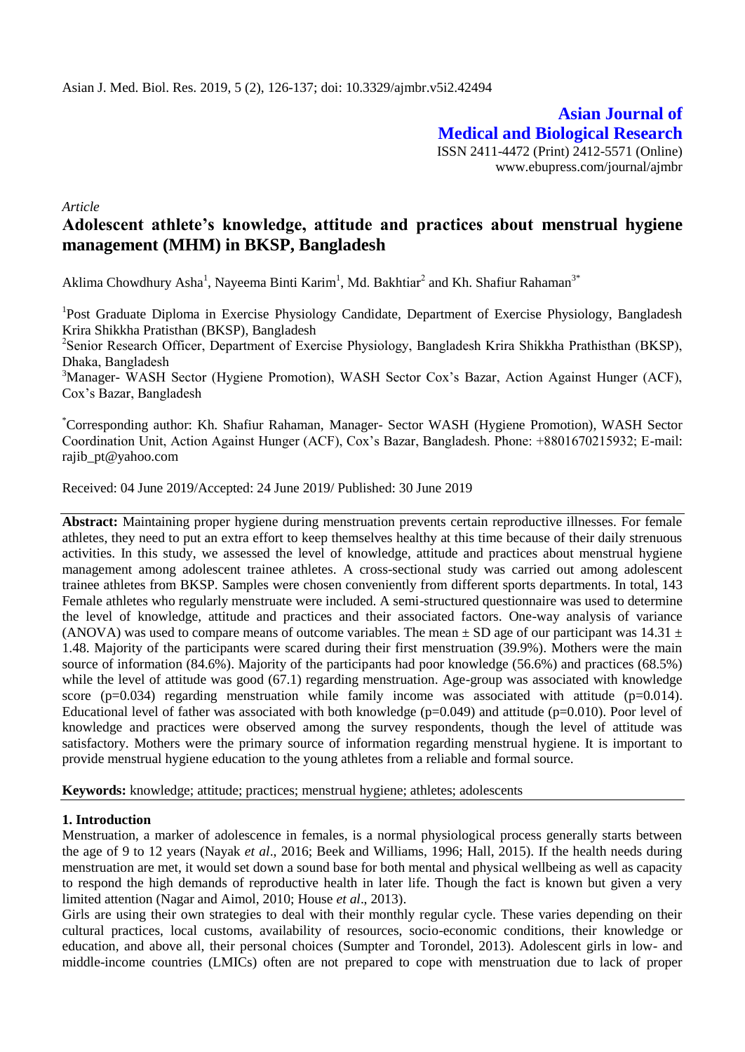**Asian Journal of Medical and Biological Research**

ISSN 2411-4472 (Print) 2412-5571 (Online)

www.ebupress.com/journal/ajmbr

*Article*

# Adolescent athlete's knowledge, attitude and practices about menstrual hygiene management (MHM) in BKSP, Bangladesh

Aklima Chowdhury Asha[1], Nayeema Binti Karim[1], Md. Bakhtiar[2] and Kh. Shafiur Rahaman[3*]

[1]Post Graduate Diploma in Exercise Physiology Candidate, Department of Exercise Physiology, Bangladesh Krira Shikkha Pratisthan (BKSP), Bangladesh

[2]Senior Research Officer, Department of Exercise Physiology, Bangladesh Krira Shikkha Prathisthan (BKSP), Dhaka, Bangladesh

[3]Manager- WASH Sector (Hygiene Promotion), WASH Sector Cox's Bazar, Action Against Hunger (ACF), Cox's Bazar, Bangladesh

[*]Corresponding author: Kh. Shafiur Rahaman, Manager- Sector WASH (Hygiene Promotion), WASH Sector Coordination Unit, Action Against Hunger (ACF), Cox's Bazar, Bangladesh. Phone: +8801670215932; E-mail: rajib_pt@yahoo.com

Received: 04 June 2019/Accepted: 24 June 2019/ Published: 30 June 2019

**Abstract:** Maintaining proper hygiene during menstruation prevents certain reproductive illnesses. For female athletes, they need to put an extra effort to keep themselves healthy at this time because of their daily strenuous activities. In this study, we assessed the level of knowledge, attitude and practices about menstrual hygiene management among adolescent trainee athletes. A cross-sectional study was carried out among adolescent trainee athletes from BKSP. Samples were chosen conveniently from different sports departments. In total, 143 Female athletes who regularly menstruate were included. A semi-structured questionnaire was used to determine the level of knowledge, attitude and practices and their associated factors. One-way analysis of variance (ANOVA) was used to compare means of outcome variables. The mean $\pm$ SD age of our participant was $14.31 \pm 1.48$. Majority of the participants were scared during their first menstruation (39.9%). Mothers were the main source of information (84.6%). Majority of the participants had poor knowledge (56.6%) and practices (68.5%) while the level of attitude was good (67.1) regarding menstruation. Age-group was associated with knowledge score ($p=0.034$) regarding menstruation while family income was associated with attitude ($p=0.014$). Educational level of father was associated with both knowledge ($p=0.049$) and attitude ($p=0.010$). Poor level of knowledge and practices were observed among the survey respondents, though the level of attitude was satisfactory. Mothers were the primary source of information regarding menstrual hygiene. It is important to provide menstrual hygiene education to the young athletes from a reliable and formal source.

**Keywords:** knowledge; attitude; practices; menstrual hygiene; athletes; adolescents

## 1. Introduction

Menstruation, a marker of adolescence in females, is a normal physiological process generally starts between the age of 9 to 12 years (Nayak *et al*., 2016; Beek and Williams, 1996; Hall, 2015). If the health needs during menstruation are met, it would set down a sound base for both mental and physical wellbeing as well as capacity to respond the high demands of reproductive health in later life. Though the fact is known but given a very limited attention (Nagar and Aimol, 2010; House *et al*., 2013).

Girls are using their own strategies to deal with their monthly regular cycle. These varies depending on their cultural practices, local customs, availability of resources, socio-economic conditions, their knowledge or education, and above all, their personal choices (Sumpter and Torondel, 2013). Adolescent girls in low- and middle-income countries (LMICs) often are not prepared to cope with menstruation due to lack of proper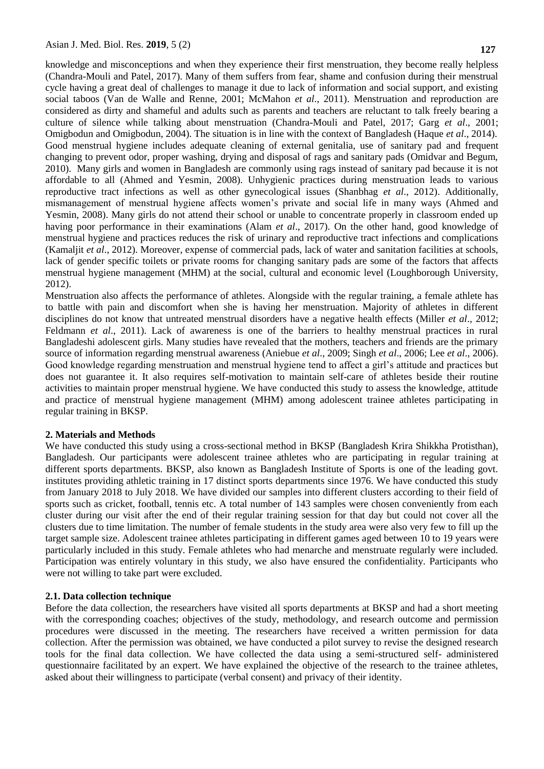knowledge and misconceptions and when they experience their first menstruation, they become really helpless (Chandra-Mouli and Patel, 2017). Many of them suffers from fear, shame and confusion during their menstrual cycle having a great deal of challenges to manage it due to lack of information and social support, and existing social taboos (Van de Walle and Renne, 2001; McMahon *et al*., 2011). Menstruation and reproduction are considered as dirty and shameful and adults such as parents and teachers are reluctant to talk freely bearing a culture of silence while talking about menstruation (Chandra-Mouli and Patel, 2017; Garg *et al*., 2001; Omigbodun and Omigbodun, 2004). The situation is in line with the context of Bangladesh (Haque *et al*., 2014). Good menstrual hygiene includes adequate cleaning of external genitalia, use of sanitary pad and frequent changing to prevent odor, proper washing, drying and disposal of rags and sanitary pads (Omidvar and Begum, 2010). Many girls and women in Bangladesh are commonly using rags instead of sanitary pad because it is not affordable to all (Ahmed and Yesmin, 2008). Unhygienic practices during menstruation leads to various reproductive tract infections as well as other gynecological issues (Shanbhag *et al*., 2012). Additionally, mismanagement of menstrual hygiene affects women's private and social life in many ways (Ahmed and Yesmin, 2008). Many girls do not attend their school or unable to concentrate properly in classroom ended up having poor performance in their examinations (Alam *et al*., 2017). On the other hand, good knowledge of menstrual hygiene and practices reduces the risk of urinary and reproductive tract infections and complications (Kamaljit *et al*., 2012). Moreover, expense of commercial pads, lack of water and sanitation facilities at schools, lack of gender specific toilets or private rooms for changing sanitary pads are some of the factors that affects menstrual hygiene management (MHM) at the social, cultural and economic level (Loughborough University, 2012).

Menstruation also affects the performance of athletes. Alongside with the regular training, a female athlete has to battle with pain and discomfort when she is having her menstruation. Majority of athletes in different disciplines do not know that untreated menstrual disorders have a negative health effects (Miller *et al*., 2012; Feldmann *et al*., 2011). Lack of awareness is one of the barriers to healthy menstrual practices in rural Bangladeshi adolescent girls. Many studies have revealed that the mothers, teachers and friends are the primary source of information regarding menstrual awareness (Aniebue *et al*., 2009; Singh *et al*., 2006; Lee *et al*., 2006). Good knowledge regarding menstruation and menstrual hygiene tend to affect a girl's attitude and practices but does not guarantee it. It also requires self-motivation to maintain self-care of athletes beside their routine activities to maintain proper menstrual hygiene. We have conducted this study to assess the knowledge, attitude and practice of menstrual hygiene management (MHM) among adolescent trainee athletes participating in regular training in BKSP.

## 2. Materials and Methods

We have conducted this study using a cross-sectional method in BKSP (Bangladesh Krira Shikkha Protisthan), Bangladesh. Our participants were adolescent trainee athletes who are participating in regular training at different sports departments. BKSP, also known as Bangladesh Institute of Sports is one of the leading govt. institutes providing athletic training in 17 distinct sports departments since 1976. We have conducted this study from January 2018 to July 2018. We have divided our samples into different clusters according to their field of sports such as cricket, football, tennis etc. A total number of 143 samples were chosen conveniently from each cluster during our visit after the end of their regular training session for that day but could not cover all the clusters due to time limitation. The number of female students in the study area were also very few to fill up the target sample size. Adolescent trainee athletes participating in different games aged between 10 to 19 years were particularly included in this study. Female athletes who had menarche and menstruate regularly were included. Participation was entirely voluntary in this study, we also have ensured the confidentiality. Participants who were not willing to take part were excluded.

### 2.1. Data collection technique

Before the data collection, the researchers have visited all sports departments at BKSP and had a short meeting with the corresponding coaches; objectives of the study, methodology, and research outcome and permission procedures were discussed in the meeting. The researchers have received a written permission for data collection. After the permission was obtained, we have conducted a pilot survey to revise the designed research tools for the final data collection. We have collected the data using a semi-structured self- administered questionnaire facilitated by an expert. We have explained the objective of the research to the trainee athletes, asked about their willingness to participate (verbal consent) and privacy of their identity.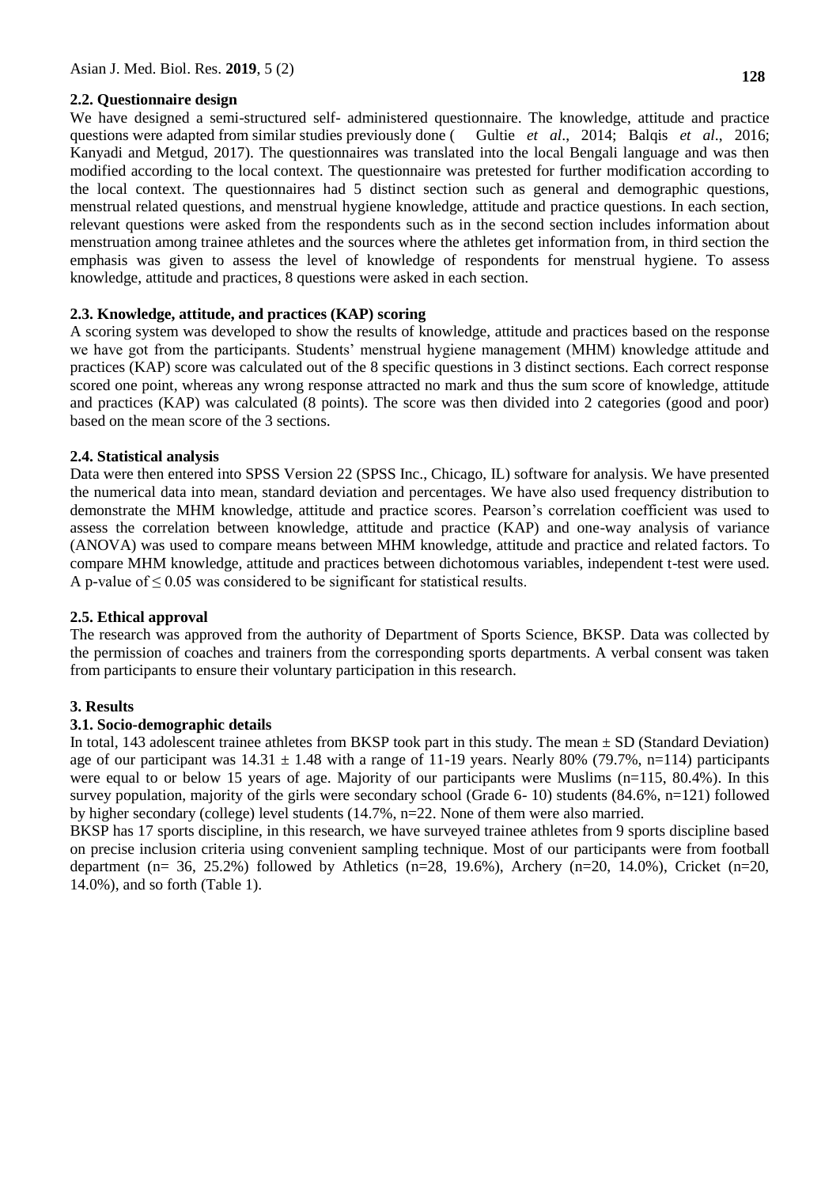### 2.2. Questionnaire design

We have designed a semi-structured self- administered questionnaire. The knowledge, attitude and practice questions were adapted from similar studies previously done ( Gultie *et al*., 2014; Balqis *et al*., 2016; Kanyadi and Metgud, 2017). The questionnaires was translated into the local Bengali language and was then modified according to the local context. The questionnaire was pretested for further modification according to the local context. The questionnaires had 5 distinct section such as general and demographic questions, menstrual related questions, and menstrual hygiene knowledge, attitude and practice questions. In each section, relevant questions were asked from the respondents such as in the second section includes information about menstruation among trainee athletes and the sources where the athletes get information from, in third section the emphasis was given to assess the level of knowledge of respondents for menstrual hygiene. To assess knowledge, attitude and practices, 8 questions were asked in each section.

### 2.3. Knowledge, attitude, and practices (KAP) scoring

A scoring system was developed to show the results of knowledge, attitude and practices based on the response we have got from the participants. Students' menstrual hygiene management (MHM) knowledge attitude and practices (KAP) score was calculated out of the 8 specific questions in 3 distinct sections. Each correct response scored one point, whereas any wrong response attracted no mark and thus the sum score of knowledge, attitude and practices (KAP) was calculated (8 points). The score was then divided into 2 categories (good and poor) based on the mean score of the 3 sections.

### 2.4. Statistical analysis

Data were then entered into SPSS Version 22 (SPSS Inc., Chicago, IL) software for analysis. We have presented the numerical data into mean, standard deviation and percentages. We have also used frequency distribution to demonstrate the MHM knowledge, attitude and practice scores. Pearson's correlation coefficient was used to assess the correlation between knowledge, attitude and practice (KAP) and one-way analysis of variance (ANOVA) was used to compare means between MHM knowledge, attitude and practice and related factors. To compare MHM knowledge, attitude and practices between dichotomous variables, independent t-test were used. A p-value of $\leq 0.05$ was considered to be significant for statistical results.

### 2.5. Ethical approval

The research was approved from the authority of Department of Sports Science, BKSP. Data was collected by the permission of coaches and trainers from the corresponding sports departments. A verbal consent was taken from participants to ensure their voluntary participation in this research.

## 3. Results

### 3.1. Socio-demographic details

In total, 143 adolescent trainee athletes from BKSP took part in this study. The mean ± SD (Standard Deviation) age of our participant was $14.31 \pm 1.48$ with a range of 11-19 years. Nearly 80% (79.7%, n=114) participants were equal to or below 15 years of age. Majority of our participants were Muslims (n=115, 80.4%). In this survey population, majority of the girls were secondary school (Grade 6- 10) students (84.6%, n=121) followed by higher secondary (college) level students (14.7%, n=22. None of them were also married.

BKSP has 17 sports discipline, in this research, we have surveyed trainee athletes from 9 sports discipline based on precise inclusion criteria using convenient sampling technique. Most of our participants were from football department (n= 36, 25.2%) followed by Athletics (n=28, 19.6%), Archery (n=20, 14.0%), Cricket (n=20, 14.0%), and so forth (Table 1).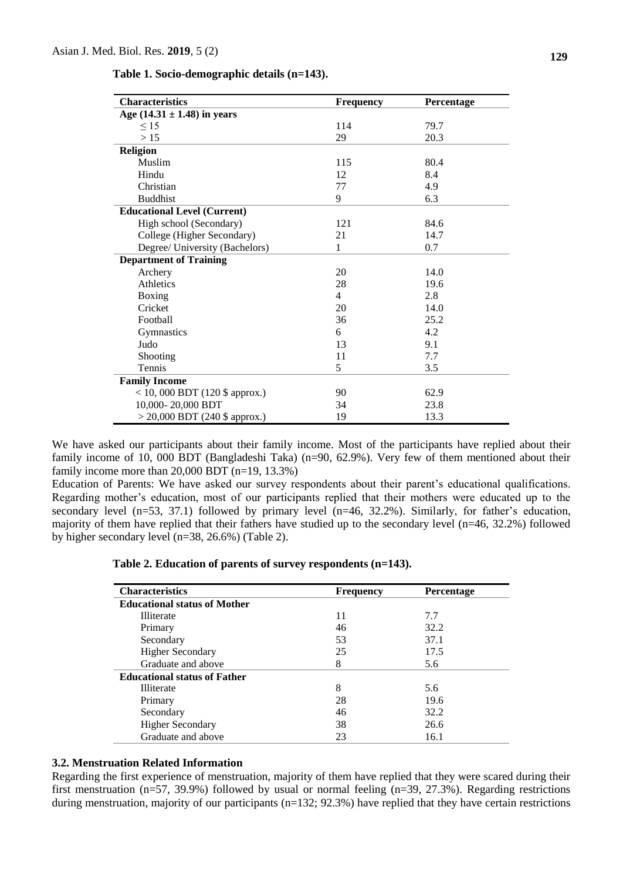**Table 1. Socio-demographic details (n=143).**

| Characteristics | Frequency | Percentage |
|---|---|---|
| **Age (14.31 ± 1.48) in years** | | |
| ≤ 15 | 114 | 79.7 |
| > 15 | 29 | 20.3 |
| **Religion** | | |
| Muslim | 115 | 80.4 |
| Hindu | 12 | 8.4 |
| Christian | 77 | 4.9 |
| Buddhist | 9 | 6.3 |
| **Educational Level (Current)** | | |
| High school (Secondary) | 121 | 84.6 |
| College (Higher Secondary) | 21 | 14.7 |
| Degree/ University (Bachelors) | 1 | 0.7 |
| **Department of Training** | | |
| Archery | 20 | 14.0 |
| Athletics | 28 | 19.6 |
| Boxing | 4 | 2.8 |
| Cricket | 20 | 14.0 |
| Football | 36 | 25.2 |
| Gymnastics | 6 | 4.2 |
| Judo | 13 | 9.1 |
| Shooting | 11 | 7.7 |
| Tennis | 5 | 3.5 |
| **Family Income** | | |
| < 10, 000 BDT (120 $ approx.) | 90 | 62.9 |
| 10,000- 20,000 BDT | 34 | 23.8 |
| > 20,000 BDT (240 $ approx.) | 19 | 13.3 |

We have asked our participants about their family income. Most of the participants have replied about their family income of 10, 000 BDT (Bangladeshi Taka) (n=90, 62.9%). Very few of them mentioned about their family income more than 20,000 BDT (n=19, 13.3%)

Education of Parents: We have asked our survey respondents about their parent's educational qualifications. Regarding mother's education, most of our participants replied that their mothers were educated up to the secondary level (n=53, 37.1) followed by primary level (n=46, 32.2%). Similarly, for father's education, majority of them have replied that their fathers have studied up to the secondary level (n=46, 32.2%) followed by higher secondary level (n=38, 26.6%) (Table 2).

**Table 2. Education of parents of survey respondents (n=143).**

| Characteristics | Frequency | Percentage |
|---|---|---|
| **Educational status of Mother** | | |
| Illiterate | 11 | 7.7 |
| Primary | 46 | 32.2 |
| Secondary | 53 | 37.1 |
| Higher Secondary | 25 | 17.5 |
| Graduate and above | 8 | 5.6 |
| **Educational status of Father** | | |
| Illiterate | 8 | 5.6 |
| Primary | 28 | 19.6 |
| Secondary | 46 | 32.2 |
| Higher Secondary | 38 | 26.6 |
| Graduate and above | 23 | 16.1 |

### 3.2. Menstruation Related Information

Regarding the first experience of menstruation, majority of them have replied that they were scared during their first menstruation (n=57, 39.9%) followed by usual or normal feeling (n=39, 27.3%). Regarding restrictions during menstruation, majority of our participants (n=132; 92.3%) have replied that they have certain restrictions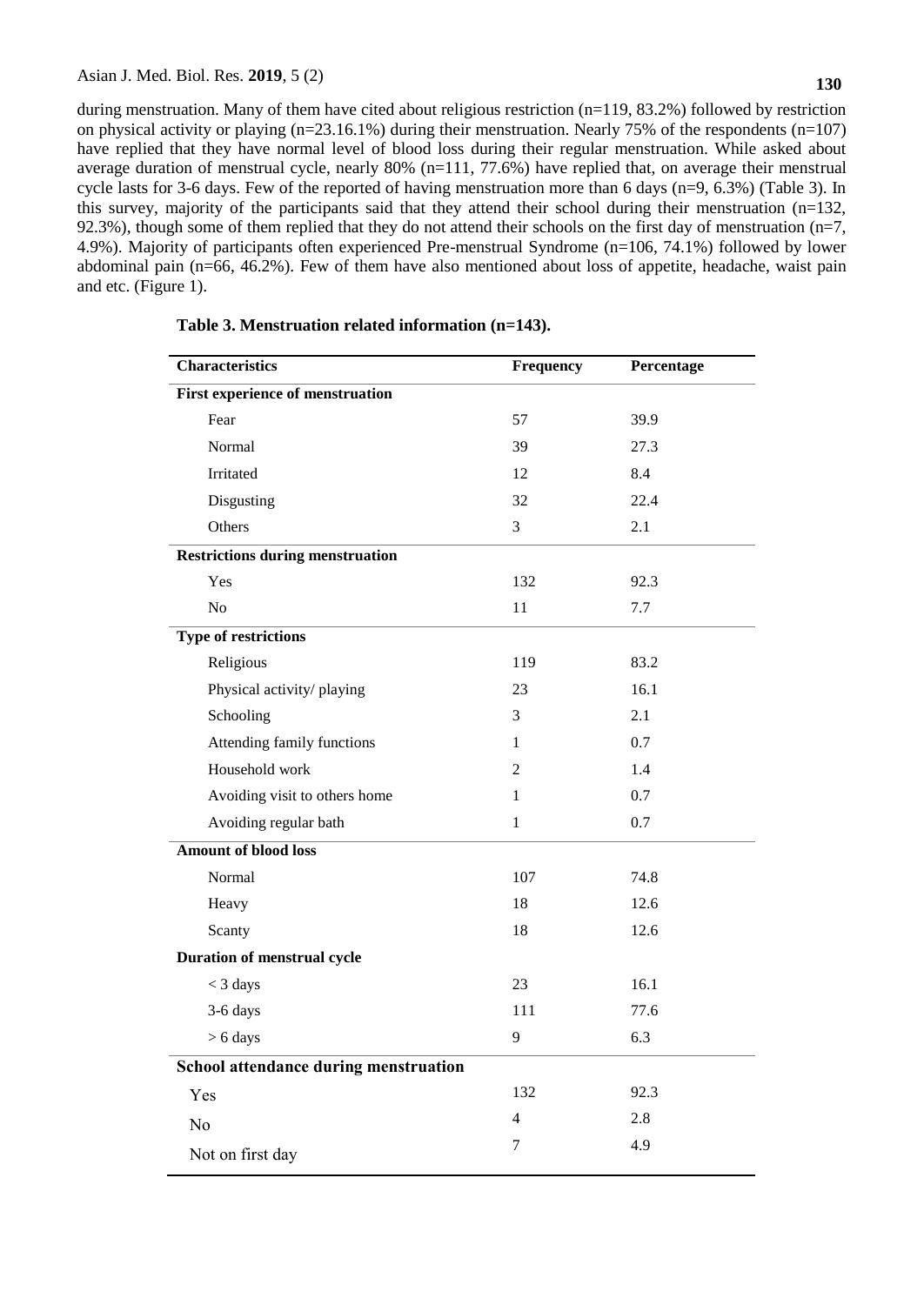during menstruation. Many of them have cited about religious restriction (n=119, 83.2%) followed by restriction on physical activity or playing (n=23.16.1%) during their menstruation. Nearly 75% of the respondents (n=107) have replied that they have normal level of blood loss during their regular menstruation. While asked about average duration of menstrual cycle, nearly 80% (n=111, 77.6%) have replied that, on average their menstrual cycle lasts for 3-6 days. Few of the reported of having menstruation more than 6 days (n=9, 6.3%) (Table 3). In this survey, majority of the participants said that they attend their school during their menstruation (n=132, 92.3%), though some of them replied that they do not attend their schools on the first day of menstruation (n=7, 4.9%). Majority of participants often experienced Pre-menstrual Syndrome (n=106, 74.1%) followed by lower abdominal pain (n=66, 46.2%). Few of them have also mentioned about loss of appetite, headache, waist pain and etc. (Figure 1).

**Table 3. Menstruation related information (n=143).**

| Characteristics | Frequency | Percentage |
|---|---|---|
| **First experience of menstruation** | | |
| Fear | 57 | 39.9 |
| Normal | 39 | 27.3 |
| Irritated | 12 | 8.4 |
| Disgusting | 32 | 22.4 |
| Others | 3 | 2.1 |
| **Restrictions during menstruation** | | |
| Yes | 132 | 92.3 |
| No | 11 | 7.7 |
| **Type of restrictions** | | |
| Religious | 119 | 83.2 |
| Physical activity/ playing | 23 | 16.1 |
| Schooling | 3 | 2.1 |
| Attending family functions | 1 | 0.7 |
| Household work | 2 | 1.4 |
| Avoiding visit to others home | 1 | 0.7 |
| Avoiding regular bath | 1 | 0.7 |
| **Amount of blood loss** | | |
| Normal | 107 | 74.8 |
| Heavy | 18 | 12.6 |
| Scanty | 18 | 12.6 |
| **Duration of menstrual cycle** | | |
| < 3 days | 23 | 16.1 |
| 3-6 days | 111 | 77.6 |
| > 6 days | 9 | 6.3 |
| **School attendance during menstruation** | | |
| Yes | 132 | 92.3 |
| No | 4 | 2.8 |
| Not on first day | 7 | 4.9 |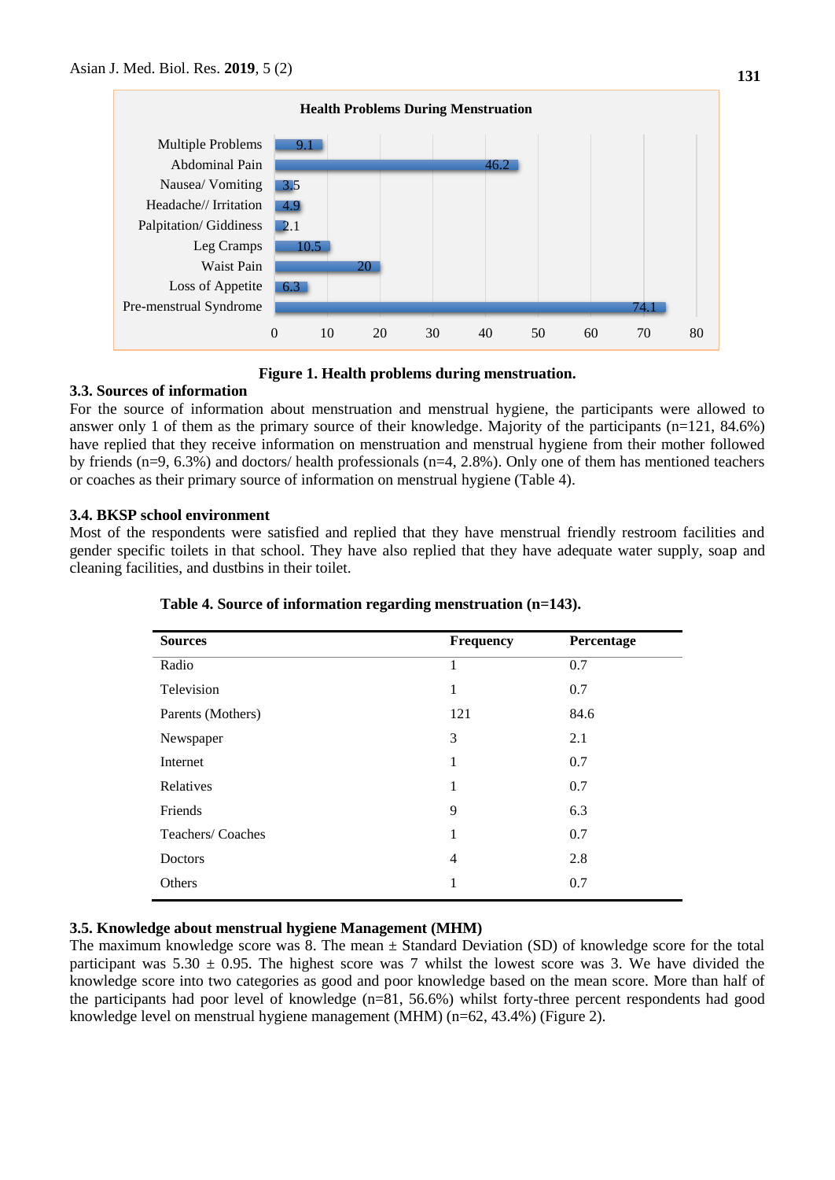**Health Problems During Menstruation**

| Problem | Percentage |
|---|---|
| Multiple Problems | 9.1 |
| Abdominal Pain | 46.2 |
| Nausea/ Vomiting | 3.5 |
| Headache// Irritation | 4.9 |
| Palpitation/ Giddiness | 2.1 |
| Leg Cramps | 10.5 |
| Waist Pain | 20 |
| Loss of Appetite | 6.3 |
| Pre-menstrual Syndrome | 74.1 |

**Figure 1. Health problems during menstruation.**

### 3.3. Sources of information

For the source of information about menstruation and menstrual hygiene, the participants were allowed to answer only 1 of them as the primary source of their knowledge. Majority of the participants (n=121, 84.6%) have replied that they receive information on menstruation and menstrual hygiene from their mother followed by friends (n=9, 6.3%) and doctors/ health professionals (n=4, 2.8%). Only one of them has mentioned teachers or coaches as their primary source of information on menstrual hygiene (Table 4).

### 3.4. BKSP school environment

Most of the respondents were satisfied and replied that they have menstrual friendly restroom facilities and gender specific toilets in that school. They have also replied that they have adequate water supply, soap and cleaning facilities, and dustbins in their toilet.

**Table 4. Source of information regarding menstruation (n=143).**

| Sources | Frequency | Percentage |
|---|---|---|
| Radio | 1 | 0.7 |
| Television | 1 | 0.7 |
| Parents (Mothers) | 121 | 84.6 |
| Newspaper | 3 | 2.1 |
| Internet | 1 | 0.7 |
| Relatives | 1 | 0.7 |
| Friends | 9 | 6.3 |
| Teachers/ Coaches | 1 | 0.7 |
| Doctors | 4 | 2.8 |
| Others | 1 | 0.7 |

### 3.5. Knowledge about menstrual hygiene Management (MHM)

The maximum knowledge score was 8. The mean ± Standard Deviation (SD) of knowledge score for the total participant was 5.30 ± 0.95. The highest score was 7 whilst the lowest score was 3. We have divided the knowledge score into two categories as good and poor knowledge based on the mean score. More than half of the participants had poor level of knowledge (n=81, 56.6%) whilst forty-three percent respondents had good knowledge level on menstrual hygiene management (MHM) (n=62, 43.4%) (Figure 2).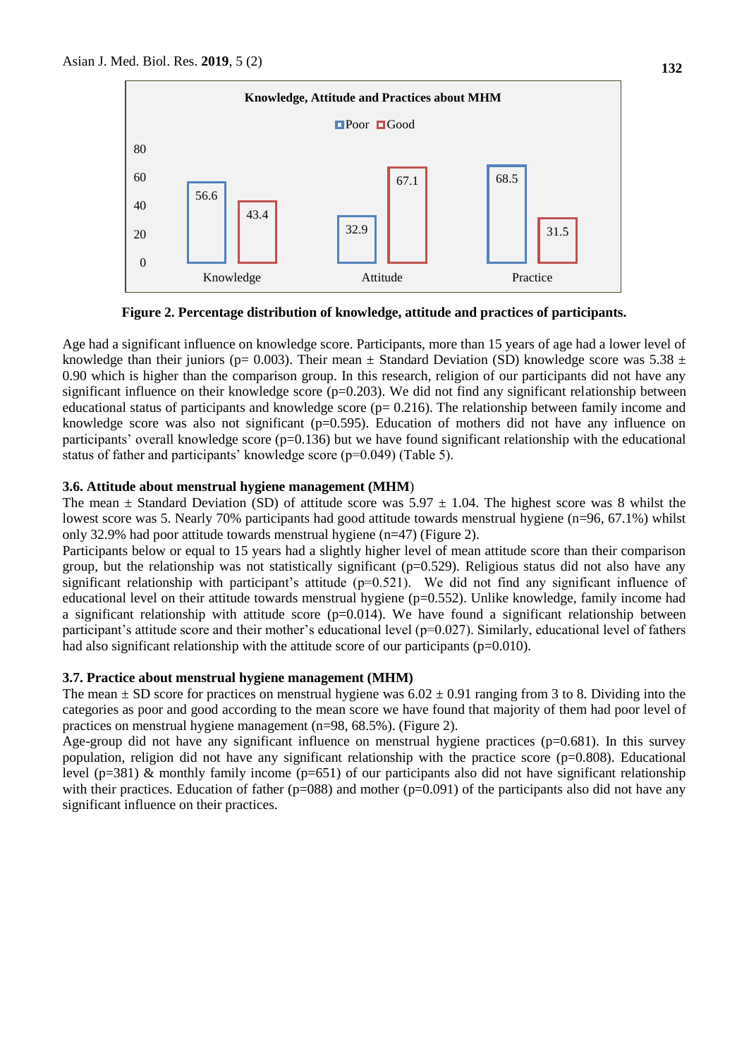**Figure 2. Percentage distribution of knowledge, attitude and practices of participants.**

Age had a significant influence on knowledge score. Participants, more than 15 years of age had a lower level of knowledge than their juniors (p= 0.003). Their mean ± Standard Deviation (SD) knowledge score was 5.38 ± 0.90 which is higher than the comparison group. In this research, religion of our participants did not have any significant influence on their knowledge score (p=0.203). We did not find any significant relationship between educational status of participants and knowledge score (p= 0.216). The relationship between family income and knowledge score was also not significant (p=0.595). Education of mothers did not have any influence on participants' overall knowledge score (p=0.136) but we have found significant relationship with the educational status of father and participants' knowledge score (p=0.049) (Table 5).

### 3.6. Attitude about menstrual hygiene management (MHM)

The mean ± Standard Deviation (SD) of attitude score was 5.97 ± 1.04. The highest score was 8 whilst the lowest score was 5. Nearly 70% participants had good attitude towards menstrual hygiene (n=96, 67.1%) whilst only 32.9% had poor attitude towards menstrual hygiene (n=47) (Figure 2).

Participants below or equal to 15 years had a slightly higher level of mean attitude score than their comparison group, but the relationship was not statistically significant (p=0.529). Religious status did not also have any significant relationship with participant's attitude (p=0.521). We did not find any significant influence of educational level on their attitude towards menstrual hygiene (p=0.552). Unlike knowledge, family income had a significant relationship with attitude score (p=0.014). We have found a significant relationship between participant's attitude score and their mother's educational level (p=0.027). Similarly, educational level of fathers had also significant relationship with the attitude score of our participants (p=0.010).

### 3.7. Practice about menstrual hygiene management (MHM)

The mean ± SD score for practices on menstrual hygiene was 6.02 ± 0.91 ranging from 3 to 8. Dividing into the categories as poor and good according to the mean score we have found that majority of them had poor level of practices on menstrual hygiene management (n=98, 68.5%). (Figure 2).

Age-group did not have any significant influence on menstrual hygiene practices (p=0.681). In this survey population, religion did not have any significant relationship with the practice score (p=0.808). Educational level (p=381) & monthly family income (p=651) of our participants also did not have significant relationship with their practices. Education of father (p=088) and mother (p=0.091) of the participants also did not have any significant influence on their practices.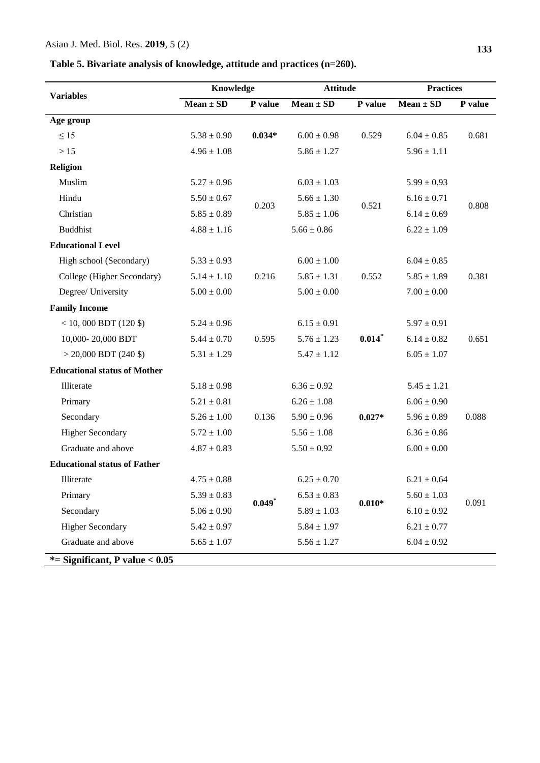**Table 5. Bivariate analysis of knowledge, attitude and practices (n=260).**

| Variables | Knowledge | | Attitude | | Practices | |
|---|---|---|---|---|---|---|
| | Mean ± SD | P value | Mean ± SD | P value | Mean ± SD | P value |
| **Age group** | | | | | | |
| ≤ 15 | 5.38 ± 0.90 | **0.034*** | 6.00 ± 0.98 | 0.529 | 6.04 ± 0.85 | 0.681 |
| > 15 | 4.96 ± 1.08 | | 5.86 ± 1.27 | | 5.96 ± 1.11 | |
| **Religion** | | | | | | |
| Muslim | 5.27 ± 0.96 | 0.203 | 6.03 ± 1.03 | 0.521 | 5.99 ± 0.93 | 0.808 |
| Hindu | 5.50 ± 0.67 | | 5.66 ± 1.30 | | 6.16 ± 0.71 | |
| Christian | 5.85 ± 0.89 | | 5.85 ± 1.06 | | 6.14 ± 0.69 | |
| Buddhist | 4.88 ± 1.16 | | 5.66 ± 0.86 | | 6.22 ± 1.09 | |
| **Educational Level** | | | | | | |
| High school (Secondary) | 5.33 ± 0.93 | 0.216 | 6.00 ± 1.00 | 0.552 | 6.04 ± 0.85 | 0.381 |
| College (Higher Secondary) | 5.14 ± 1.10 | | 5.85 ± 1.31 | | 5.85 ± 1.89 | |
| Degree/ University | 5.00 ± 0.00 | | 5.00 ± 0.00 | | 7.00 ± 0.00 | |
| **Family Income** | | | | | | |
| < 10, 000 BDT (120 $) | 5.24 ± 0.96 | 0.595 | 6.15 ± 0.91 | **0.014*** | 5.97 ± 0.91 | 0.651 |
| 10,000- 20,000 BDT | 5.44 ± 0.70 | | 5.76 ± 1.23 | | 6.14 ± 0.82 | |
| > 20,000 BDT (240 $) | 5.31 ± 1.29 | | 5.47 ± 1.12 | | 6.05 ± 1.07 | |
| **Educational status of Mother** | | | | | | |
| Illiterate | 5.18 ± 0.98 | 0.136 | 6.36 ± 0.92 | **0.027*** | 5.45 ± 1.21 | 0.088 |
| Primary | 5.21 ± 0.81 | | 6.26 ± 1.08 | | 6.06 ± 0.90 | |
| Secondary | 5.26 ± 1.00 | | 5.90 ± 0.96 | | 5.96 ± 0.89 | |
| Higher Secondary | 5.72 ± 1.00 | | 5.56 ± 1.08 | | 6.36 ± 0.86 | |
| Graduate and above | 4.87 ± 0.83 | | 5.50 ± 0.92 | | 6.00 ± 0.00 | |
| **Educational status of Father** | | | | | | |
| Illiterate | 4.75 ± 0.88 | **0.049*** | 6.25 ± 0.70 | **0.010*** | 6.21 ± 0.64 | 0.091 |
| Primary | 5.39 ± 0.83 | | 6.53 ± 0.83 | | 5.60 ± 1.03 | |
| Secondary | 5.06 ± 0.90 | | 5.89 ± 1.03 | | 6.10 ± 0.92 | |
| Higher Secondary | 5.42 ± 0.97 | | 5.84 ± 1.97 | | 6.21 ± 0.77 | |
| Graduate and above | 5.65 ± 1.07 | | 5.56 ± 1.27 | | 6.04 ± 0.92 | |

**\*= Significant, P value < 0.05**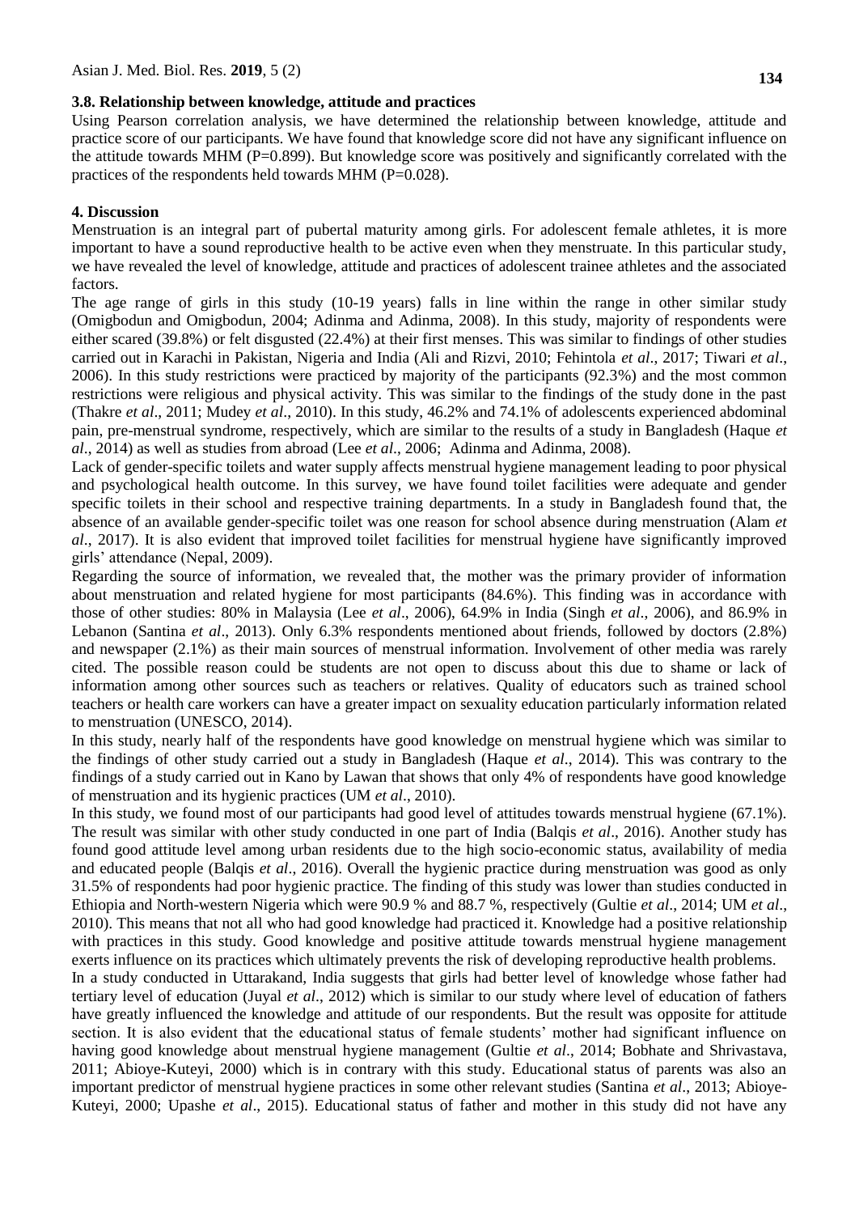### 3.8. Relationship between knowledge, attitude and practices

Using Pearson correlation analysis, we have determined the relationship between knowledge, attitude and practice score of our participants. We have found that knowledge score did not have any significant influence on the attitude towards MHM (P=0.899). But knowledge score was positively and significantly correlated with the practices of the respondents held towards MHM (P=0.028).

## 4. Discussion

Menstruation is an integral part of pubertal maturity among girls. For adolescent female athletes, it is more important to have a sound reproductive health to be active even when they menstruate. In this particular study, we have revealed the level of knowledge, attitude and practices of adolescent trainee athletes and the associated factors.

The age range of girls in this study (10-19 years) falls in line within the range in other similar study (Omigbodun and Omigbodun, 2004; Adinma and Adinma, 2008). In this study, majority of respondents were either scared (39.8%) or felt disgusted (22.4%) at their first menses. This was similar to findings of other studies carried out in Karachi in Pakistan, Nigeria and India (Ali and Rizvi, 2010; Fehintola *et al*., 2017; Tiwari *et al*., 2006). In this study restrictions were practiced by majority of the participants (92.3%) and the most common restrictions were religious and physical activity. This was similar to the findings of the study done in the past (Thakre *et al*., 2011; Mudey *et al*., 2010). In this study, 46.2% and 74.1% of adolescents experienced abdominal pain, pre-menstrual syndrome, respectively, which are similar to the results of a study in Bangladesh (Haque *et al*., 2014) as well as studies from abroad (Lee *et al*., 2006; Adinma and Adinma, 2008).

Lack of gender-specific toilets and water supply affects menstrual hygiene management leading to poor physical and psychological health outcome. In this survey, we have found toilet facilities were adequate and gender specific toilets in their school and respective training departments. In a study in Bangladesh found that, the absence of an available gender-specific toilet was one reason for school absence during menstruation (Alam *et al*., 2017). It is also evident that improved toilet facilities for menstrual hygiene have significantly improved girls' attendance (Nepal, 2009).

Regarding the source of information, we revealed that, the mother was the primary provider of information about menstruation and related hygiene for most participants (84.6%). This finding was in accordance with those of other studies: 80% in Malaysia (Lee *et al*., 2006), 64.9% in India (Singh *et al*., 2006), and 86.9% in Lebanon (Santina *et al*., 2013). Only 6.3% respondents mentioned about friends, followed by doctors (2.8%) and newspaper (2.1%) as their main sources of menstrual information. Involvement of other media was rarely cited. The possible reason could be students are not open to discuss about this due to shame or lack of information among other sources such as teachers or relatives. Quality of educators such as trained school teachers or health care workers can have a greater impact on sexuality education particularly information related to menstruation (UNESCO, 2014).

In this study, nearly half of the respondents have good knowledge on menstrual hygiene which was similar to the findings of other study carried out a study in Bangladesh (Haque *et al*., 2014). This was contrary to the findings of a study carried out in Kano by Lawan that shows that only 4% of respondents have good knowledge of menstruation and its hygienic practices (UM *et al*., 2010).

In this study, we found most of our participants had good level of attitudes towards menstrual hygiene (67.1%). The result was similar with other study conducted in one part of India (Balqis *et al*., 2016). Another study has found good attitude level among urban residents due to the high socio-economic status, availability of media and educated people (Balqis *et al*., 2016). Overall the hygienic practice during menstruation was good as only 31.5% of respondents had poor hygienic practice. The finding of this study was lower than studies conducted in Ethiopia and North-western Nigeria which were 90.9 % and 88.7 %, respectively (Gultie *et al*., 2014; UM *et al*., 2010). This means that not all who had good knowledge had practiced it. Knowledge had a positive relationship with practices in this study. Good knowledge and positive attitude towards menstrual hygiene management exerts influence on its practices which ultimately prevents the risk of developing reproductive health problems.

In a study conducted in Uttarakand, India suggests that girls had better level of knowledge whose father had tertiary level of education (Juyal *et al*., 2012) which is similar to our study where level of education of fathers have greatly influenced the knowledge and attitude of our respondents. But the result was opposite for attitude section. It is also evident that the educational status of female students' mother had significant influence on having good knowledge about menstrual hygiene management (Gultie *et al*., 2014; Bobhate and Shrivastava, 2011; Abioye-Kuteyi, 2000) which is in contrary with this study. Educational status of parents was also an important predictor of menstrual hygiene practices in some other relevant studies (Santina *et al*., 2013; Abioye-Kuteyi, 2000; Upashe *et al*., 2015). Educational status of father and mother in this study did not have any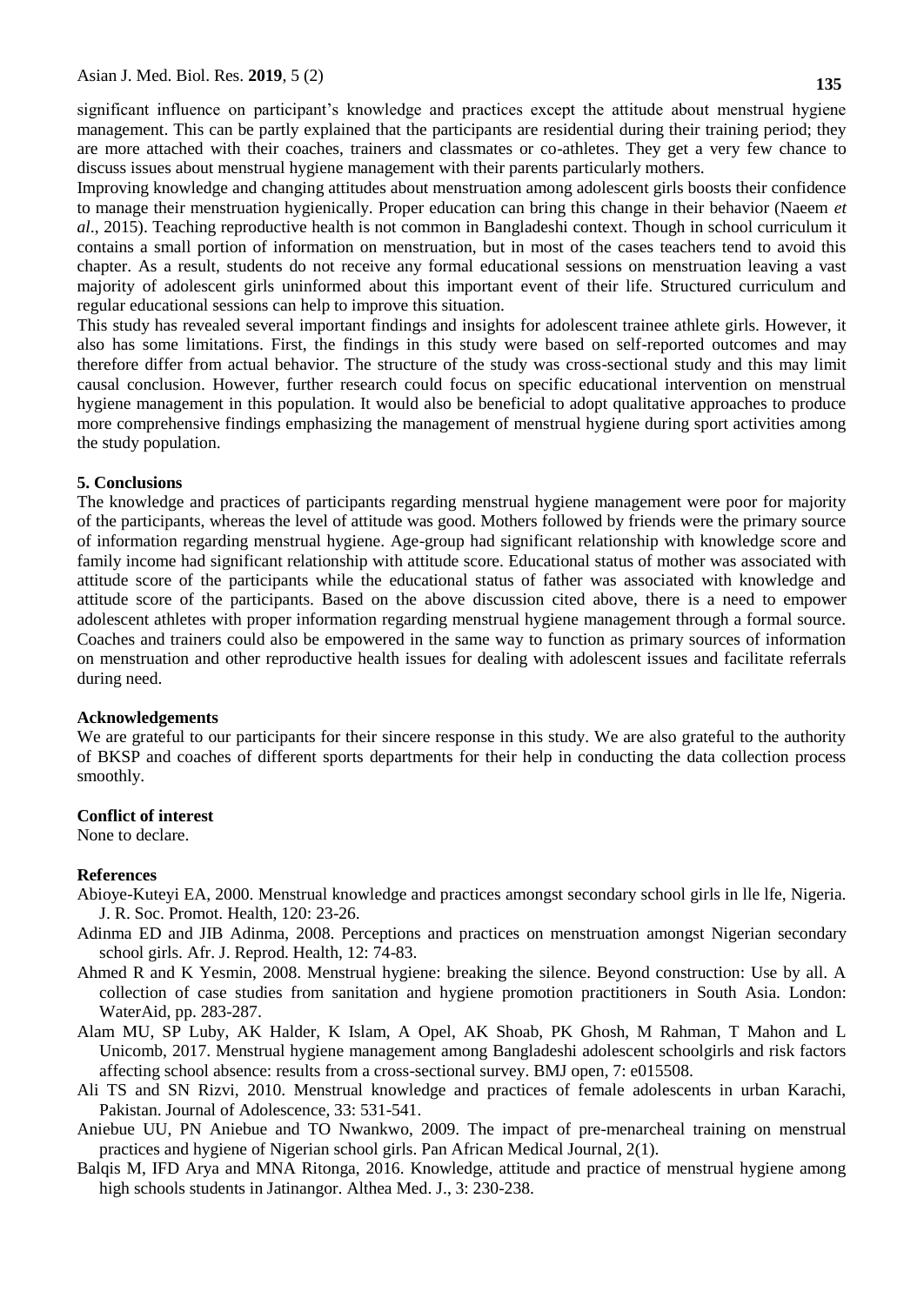significant influence on participant's knowledge and practices except the attitude about menstrual hygiene management. This can be partly explained that the participants are residential during their training period; they are more attached with their coaches, trainers and classmates or co-athletes. They get a very few chance to discuss issues about menstrual hygiene management with their parents particularly mothers.

Improving knowledge and changing attitudes about menstruation among adolescent girls boosts their confidence to manage their menstruation hygienically. Proper education can bring this change in their behavior (Naeem *et al*., 2015). Teaching reproductive health is not common in Bangladeshi context. Though in school curriculum it contains a small portion of information on menstruation, but in most of the cases teachers tend to avoid this chapter. As a result, students do not receive any formal educational sessions on menstruation leaving a vast majority of adolescent girls uninformed about this important event of their life. Structured curriculum and regular educational sessions can help to improve this situation.

This study has revealed several important findings and insights for adolescent trainee athlete girls. However, it also has some limitations. First, the findings in this study were based on self-reported outcomes and may therefore differ from actual behavior. The structure of the study was cross-sectional study and this may limit causal conclusion. However, further research could focus on specific educational intervention on menstrual hygiene management in this population. It would also be beneficial to adopt qualitative approaches to produce more comprehensive findings emphasizing the management of menstrual hygiene during sport activities among the study population.

## 5. Conclusions

The knowledge and practices of participants regarding menstrual hygiene management were poor for majority of the participants, whereas the level of attitude was good. Mothers followed by friends were the primary source of information regarding menstrual hygiene. Age-group had significant relationship with knowledge score and family income had significant relationship with attitude score. Educational status of mother was associated with attitude score of the participants while the educational status of father was associated with knowledge and attitude score of the participants. Based on the above discussion cited above, there is a need to empower adolescent athletes with proper information regarding menstrual hygiene management through a formal source. Coaches and trainers could also be empowered in the same way to function as primary sources of information on menstruation and other reproductive health issues for dealing with adolescent issues and facilitate referrals during need.

## Acknowledgements

We are grateful to our participants for their sincere response in this study. We are also grateful to the authority of BKSP and coaches of different sports departments for their help in conducting the data collection process smoothly.

## Conflict of interest

None to declare.

## References

Abioye-Kuteyi EA, 2000. Menstrual knowledge and practices amongst secondary school girls in lle lfe, Nigeria. J. R. Soc. Promot. Health, 120: 23-26.

Adinma ED and JIB Adinma, 2008. Perceptions and practices on menstruation amongst Nigerian secondary school girls. Afr. J. Reprod. Health, 12: 74-83.

Ahmed R and K Yesmin, 2008. Menstrual hygiene: breaking the silence. Beyond construction: Use by all. A collection of case studies from sanitation and hygiene promotion practitioners in South Asia. London: WaterAid, pp. 283-287.

Alam MU, SP Luby, AK Halder, K Islam, A Opel, AK Shoab, PK Ghosh, M Rahman, T Mahon and L Unicomb, 2017. Menstrual hygiene management among Bangladeshi adolescent schoolgirls and risk factors affecting school absence: results from a cross-sectional survey. BMJ open, 7: e015508.

Ali TS and SN Rizvi, 2010. Menstrual knowledge and practices of female adolescents in urban Karachi, Pakistan. Journal of Adolescence, 33: 531-541.

Aniebue UU, PN Aniebue and TO Nwankwo, 2009. The impact of pre-menarcheal training on menstrual practices and hygiene of Nigerian school girls. Pan African Medical Journal, 2(1).

Balqis M, IFD Arya and MNA Ritonga, 2016. Knowledge, attitude and practice of menstrual hygiene among high schools students in Jatinangor. Althea Med. J., 3: 230-238.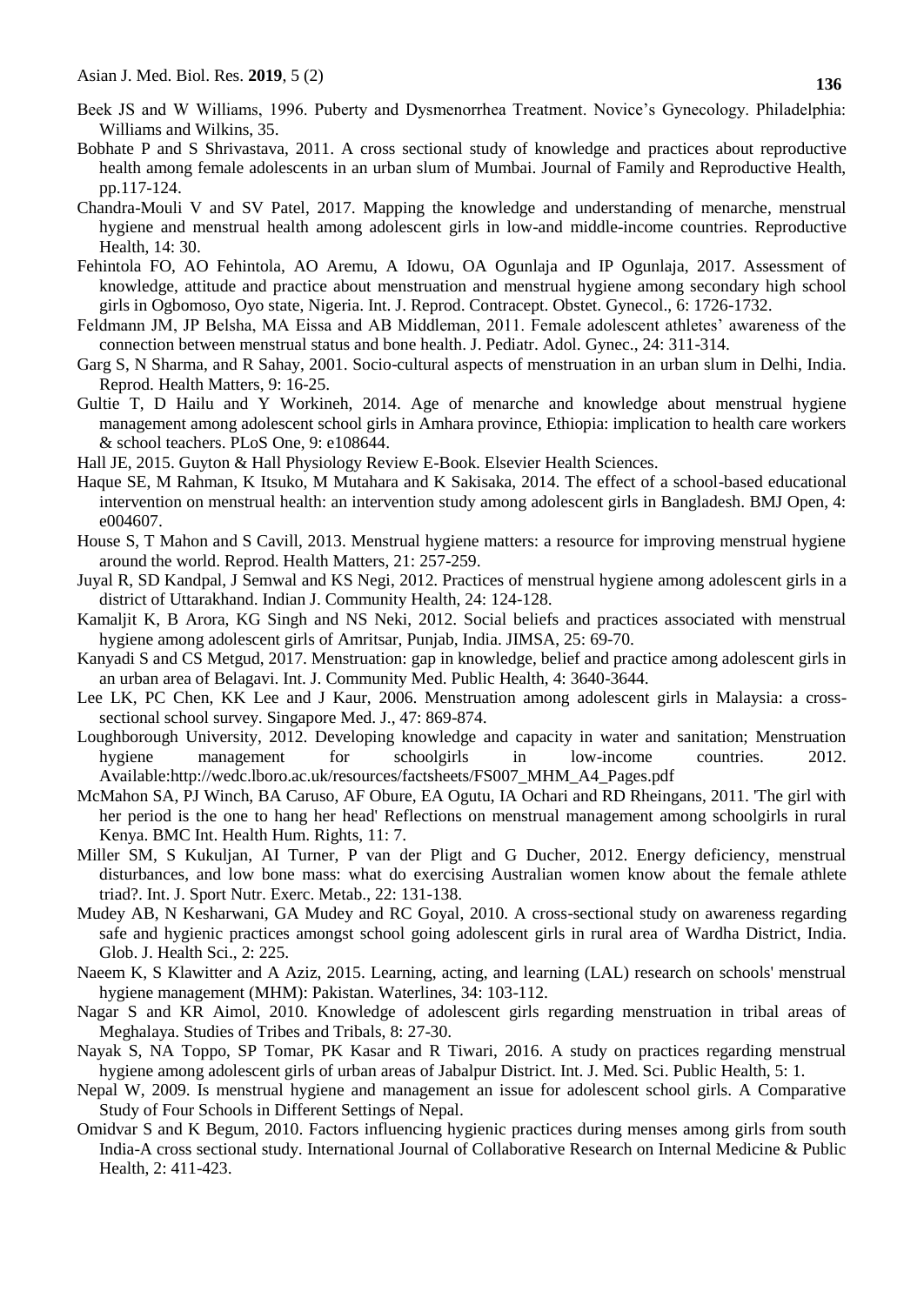Beek JS and W Williams, 1996. Puberty and Dysmenorrhea Treatment. Novice's Gynecology. Philadelphia: Williams and Wilkins, 35.

Bobhate P and S Shrivastava, 2011. A cross sectional study of knowledge and practices about reproductive health among female adolescents in an urban slum of Mumbai. Journal of Family and Reproductive Health, pp.117-124.

Chandra-Mouli V and SV Patel, 2017. Mapping the knowledge and understanding of menarche, menstrual hygiene and menstrual health among adolescent girls in low-and middle-income countries. Reproductive Health, 14: 30.

Fehintola FO, AO Fehintola, AO Aremu, A Idowu, OA Ogunlaja and IP Ogunlaja, 2017. Assessment of knowledge, attitude and practice about menstruation and menstrual hygiene among secondary high school girls in Ogbomoso, Oyo state, Nigeria. Int. J. Reprod. Contracept. Obstet. Gynecol., 6: 1726-1732.

Feldmann JM, JP Belsha, MA Eissa and AB Middleman, 2011. Female adolescent athletes' awareness of the connection between menstrual status and bone health. J. Pediatr. Adol. Gynec., 24: 311-314.

Garg S, N Sharma, and R Sahay, 2001. Socio-cultural aspects of menstruation in an urban slum in Delhi, India. Reprod. Health Matters, 9: 16-25.

Gultie T, D Hailu and Y Workineh, 2014. Age of menarche and knowledge about menstrual hygiene management among adolescent school girls in Amhara province, Ethiopia: implication to health care workers & school teachers. PLoS One, 9: e108644.

Hall JE, 2015. Guyton & Hall Physiology Review E-Book. Elsevier Health Sciences.

Haque SE, M Rahman, K Itsuko, M Mutahara and K Sakisaka, 2014. The effect of a school-based educational intervention on menstrual health: an intervention study among adolescent girls in Bangladesh. BMJ Open, 4: e004607.

House S, T Mahon and S Cavill, 2013. Menstrual hygiene matters: a resource for improving menstrual hygiene around the world. Reprod. Health Matters, 21: 257-259.

Juyal R, SD Kandpal, J Semwal and KS Negi, 2012. Practices of menstrual hygiene among adolescent girls in a district of Uttarakhand. Indian J. Community Health, 24: 124-128.

Kamaljit K, B Arora, KG Singh and NS Neki, 2012. Social beliefs and practices associated with menstrual hygiene among adolescent girls of Amritsar, Punjab, India. JIMSA, 25: 69-70.

Kanyadi S and CS Metgud, 2017. Menstruation: gap in knowledge, belief and practice among adolescent girls in an urban area of Belagavi. Int. J. Community Med. Public Health, 4: 3640-3644.

Lee LK, PC Chen, KK Lee and J Kaur, 2006. Menstruation among adolescent girls in Malaysia: a cross-sectional school survey. Singapore Med. J., 47: 869-874.

Loughborough University, 2012. Developing knowledge and capacity in water and sanitation; Menstruation hygiene management for schoolgirls in low-income countries. 2012. Available:http://wedc.lboro.ac.uk/resources/factsheets/FS007_MHM_A4_Pages.pdf

McMahon SA, PJ Winch, BA Caruso, AF Obure, EA Ogutu, IA Ochari and RD Rheingans, 2011. 'The girl with her period is the one to hang her head' Reflections on menstrual management among schoolgirls in rural Kenya. BMC Int. Health Hum. Rights, 11: 7.

Miller SM, S Kukuljan, AI Turner, P van der Pligt and G Ducher, 2012. Energy deficiency, menstrual disturbances, and low bone mass: what do exercising Australian women know about the female athlete triad?. Int. J. Sport Nutr. Exerc. Metab., 22: 131-138.

Mudey AB, N Kesharwani, GA Mudey and RC Goyal, 2010. A cross-sectional study on awareness regarding safe and hygienic practices amongst school going adolescent girls in rural area of Wardha District, India. Glob. J. Health Sci., 2: 225.

Naeem K, S Klawitter and A Aziz, 2015. Learning, acting, and learning (LAL) research on schools' menstrual hygiene management (MHM): Pakistan. Waterlines, 34: 103-112.

Nagar S and KR Aimol, 2010. Knowledge of adolescent girls regarding menstruation in tribal areas of Meghalaya. Studies of Tribes and Tribals, 8: 27-30.

Nayak S, NA Toppo, SP Tomar, PK Kasar and R Tiwari, 2016. A study on practices regarding menstrual hygiene among adolescent girls of urban areas of Jabalpur District. Int. J. Med. Sci. Public Health, 5: 1.

Nepal W, 2009. Is menstrual hygiene and management an issue for adolescent school girls. A Comparative Study of Four Schools in Different Settings of Nepal.

Omidvar S and K Begum, 2010. Factors influencing hygienic practices during menses among girls from south India-A cross sectional study. International Journal of Collaborative Research on Internal Medicine & Public Health, 2: 411-423.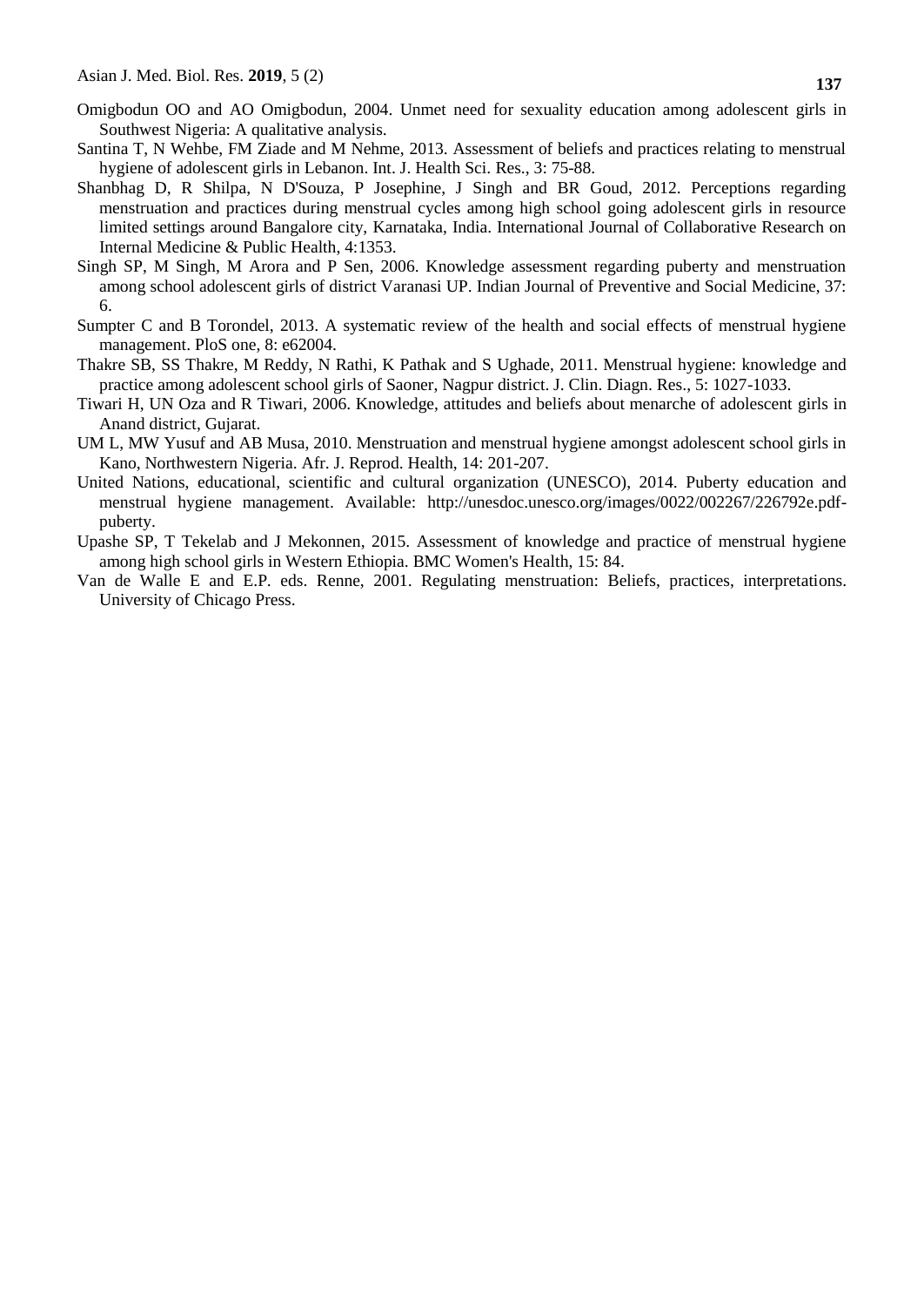Omigbodun OO and AO Omigbodun, 2004. Unmet need for sexuality education among adolescent girls in Southwest Nigeria: A qualitative analysis.

Santina T, N Wehbe, FM Ziade and M Nehme, 2013. Assessment of beliefs and practices relating to menstrual hygiene of adolescent girls in Lebanon. Int. J. Health Sci. Res., 3: 75-88.

Shanbhag D, R Shilpa, N D'Souza, P Josephine, J Singh and BR Goud, 2012. Perceptions regarding menstruation and practices during menstrual cycles among high school going adolescent girls in resource limited settings around Bangalore city, Karnataka, India. International Journal of Collaborative Research on Internal Medicine & Public Health, 4:1353.

Singh SP, M Singh, M Arora and P Sen, 2006. Knowledge assessment regarding puberty and menstruation among school adolescent girls of district Varanasi UP. Indian Journal of Preventive and Social Medicine, 37: 6.

Sumpter C and B Torondel, 2013. A systematic review of the health and social effects of menstrual hygiene management. PloS one, 8: e62004.

Thakre SB, SS Thakre, M Reddy, N Rathi, K Pathak and S Ughade, 2011. Menstrual hygiene: knowledge and practice among adolescent school girls of Saoner, Nagpur district. J. Clin. Diagn. Res., 5: 1027-1033.

Tiwari H, UN Oza and R Tiwari, 2006. Knowledge, attitudes and beliefs about menarche of adolescent girls in Anand district, Gujarat.

UM L, MW Yusuf and AB Musa, 2010. Menstruation and menstrual hygiene amongst adolescent school girls in Kano, Northwestern Nigeria. Afr. J. Reprod. Health, 14: 201-207.

United Nations, educational, scientific and cultural organization (UNESCO), 2014. Puberty education and menstrual hygiene management. Available: http://unesdoc.unesco.org/images/0022/002267/226792e.pdf-puberty.

Upashe SP, T Tekelab and J Mekonnen, 2015. Assessment of knowledge and practice of menstrual hygiene among high school girls in Western Ethiopia. BMC Women's Health, 15: 84.

Van de Walle E and E.P. eds. Renne, 2001. Regulating menstruation: Beliefs, practices, interpretations. University of Chicago Press.